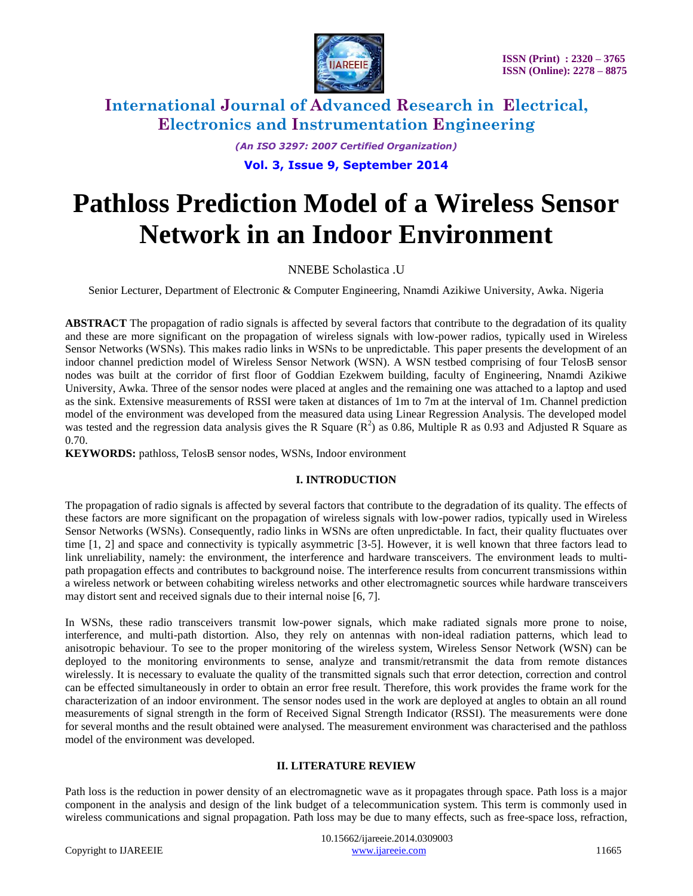# Pathloss Prediction Model of a Wireless Sensor Network in an Indoor Environment

NNEBE Scholastica .U

Senior Lecturer, Department of Electronic & Computer Engineering, Nnamdi Azikiwe University, Awka. Nigeria

**ABSTRACT** The propagation of radio signals is affected by several factors that contribute to the degradation of its quality and these are more significant on the propagation of wireless signals with low-power radios, typically used in Wireless Sensor Networks (WSNs). This makes radio links in WSNs to be unpredictable. This paper presents the development of an indoor channel prediction model of Wireless Sensor Network (WSN). A WSN testbed comprising of four TelosB sensor nodes was built at the corridor of first floor of Goddian Ezekwem building, faculty of Engineering, Nnamdi Azikiwe University, Awka. Three of the sensor nodes were placed at angles and the remaining one was attached to a laptop and used as the sink. Extensive measurements of RSSI were taken at distances of 1m to 7m at the interval of 1m. Channel prediction model of the environment was developed from the measured data using Linear Regression Analysis. The developed model was tested and the regression data analysis gives the R Square ($R^2$) as 0.86, Multiple R as 0.93 and Adjusted R Square as 0.70.

**KEYWORDS:** pathloss, TelosB sensor nodes, WSNs, Indoor environment

## I. INTRODUCTION

The propagation of radio signals is affected by several factors that contribute to the degradation of its quality. The effects of these factors are more significant on the propagation of wireless signals with low-power radios, typically used in Wireless Sensor Networks (WSNs). Consequently, radio links in WSNs are often unpredictable. In fact, their quality fluctuates over time [1, 2] and space and connectivity is typically asymmetric [3-5]. However, it is well known that three factors lead to link unreliability, namely: the environment, the interference and hardware transceivers. The environment leads to multi-path propagation effects and contributes to background noise. The interference results from concurrent transmissions within a wireless network or between cohabiting wireless networks and other electromagnetic sources while hardware transceivers may distort sent and received signals due to their internal noise [6, 7].

In WSNs, these radio transceivers transmit low-power signals, which make radiated signals more prone to noise, interference, and multi-path distortion. Also, they rely on antennas with non-ideal radiation patterns, which lead to anisotropic behaviour. To see to the proper monitoring of the wireless system, Wireless Sensor Network (WSN) can be deployed to the monitoring environments to sense, analyze and transmit/retransmit the data from remote distances wirelessly. It is necessary to evaluate the quality of the transmitted signals such that error detection, correction and control can be effected simultaneously in order to obtain an error free result. Therefore, this work provides the frame work for the characterization of an indoor environment. The sensor nodes used in the work are deployed at angles to obtain an all round measurements of signal strength in the form of Received Signal Strength Indicator (RSSI). The measurements were done for several months and the result obtained were analysed. The measurement environment was characterised and the pathloss model of the environment was developed.

## II. LITERATURE REVIEW

Path loss is the reduction in power density of an electromagnetic wave as it propagates through space. Path loss is a major component in the analysis and design of the link budget of a telecommunication system. This term is commonly used in wireless communications and signal propagation. Path loss may be due to many effects, such as free-space loss, refraction,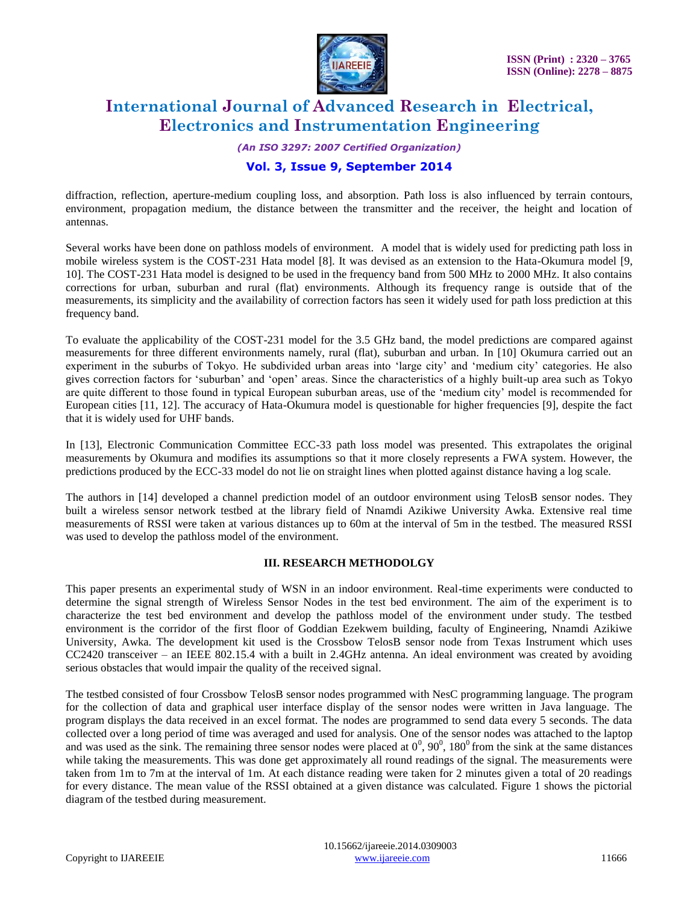diffraction, reflection, aperture-medium coupling loss, and absorption. Path loss is also influenced by terrain contours, environment, propagation medium, the distance between the transmitter and the receiver, the height and location of antennas.

Several works have been done on pathloss models of environment. A model that is widely used for predicting path loss in mobile wireless system is the COST-231 Hata model [8]. It was devised as an extension to the Hata-Okumura model [9, 10]. The COST-231 Hata model is designed to be used in the frequency band from 500 MHz to 2000 MHz. It also contains corrections for urban, suburban and rural (flat) environments. Although its frequency range is outside that of the measurements, its simplicity and the availability of correction factors has seen it widely used for path loss prediction at this frequency band.

To evaluate the applicability of the COST-231 model for the 3.5 GHz band, the model predictions are compared against measurements for three different environments namely, rural (flat), suburban and urban. In [10] Okumura carried out an experiment in the suburbs of Tokyo. He subdivided urban areas into 'large city' and 'medium city' categories. He also gives correction factors for 'suburban' and 'open' areas. Since the characteristics of a highly built-up area such as Tokyo are quite different to those found in typical European suburban areas, use of the 'medium city' model is recommended for European cities [11, 12]. The accuracy of Hata-Okumura model is questionable for higher frequencies [9], despite the fact that it is widely used for UHF bands.

In [13], Electronic Communication Committee ECC-33 path loss model was presented. This extrapolates the original measurements by Okumura and modifies its assumptions so that it more closely represents a FWA system. However, the predictions produced by the ECC-33 model do not lie on straight lines when plotted against distance having a log scale.

The authors in [14] developed a channel prediction model of an outdoor environment using TelosB sensor nodes. They built a wireless sensor network testbed at the library field of Nnamdi Azikiwe University Awka. Extensive real time measurements of RSSI were taken at various distances up to 60m at the interval of 5m in the testbed. The measured RSSI was used to develop the pathloss model of the environment.

## III. RESEARCH METHODOLGY

This paper presents an experimental study of WSN in an indoor environment. Real-time experiments were conducted to determine the signal strength of Wireless Sensor Nodes in the test bed environment. The aim of the experiment is to characterize the test bed environment and develop the pathloss model of the environment under study. The testbed environment is the corridor of the first floor of Goddian Ezekwem building, faculty of Engineering, Nnamdi Azikiwe University, Awka. The development kit used is the Crossbow TelosB sensor node from Texas Instrument which uses CC2420 transceiver – an IEEE 802.15.4 with a built in 2.4GHz antenna. An ideal environment was created by avoiding serious obstacles that would impair the quality of the received signal.

The testbed consisted of four Crossbow TelosB sensor nodes programmed with NesC programming language. The program for the collection of data and graphical user interface display of the sensor nodes were written in Java language. The program displays the data received in an excel format. The nodes are programmed to send data every 5 seconds. The data collected over a long period of time was averaged and used for analysis. One of the sensor nodes was attached to the laptop and was used as the sink. The remaining three sensor nodes were placed at $0^0$, $90^0$, $180^0$ from the sink at the same distances while taking the measurements. This was done get approximately all round readings of the signal. The measurements were taken from 1m to 7m at the interval of 1m. At each distance reading were taken for 2 minutes given a total of 20 readings for every distance. The mean value of the RSSI obtained at a given distance was calculated. Figure 1 shows the pictorial diagram of the testbed during measurement.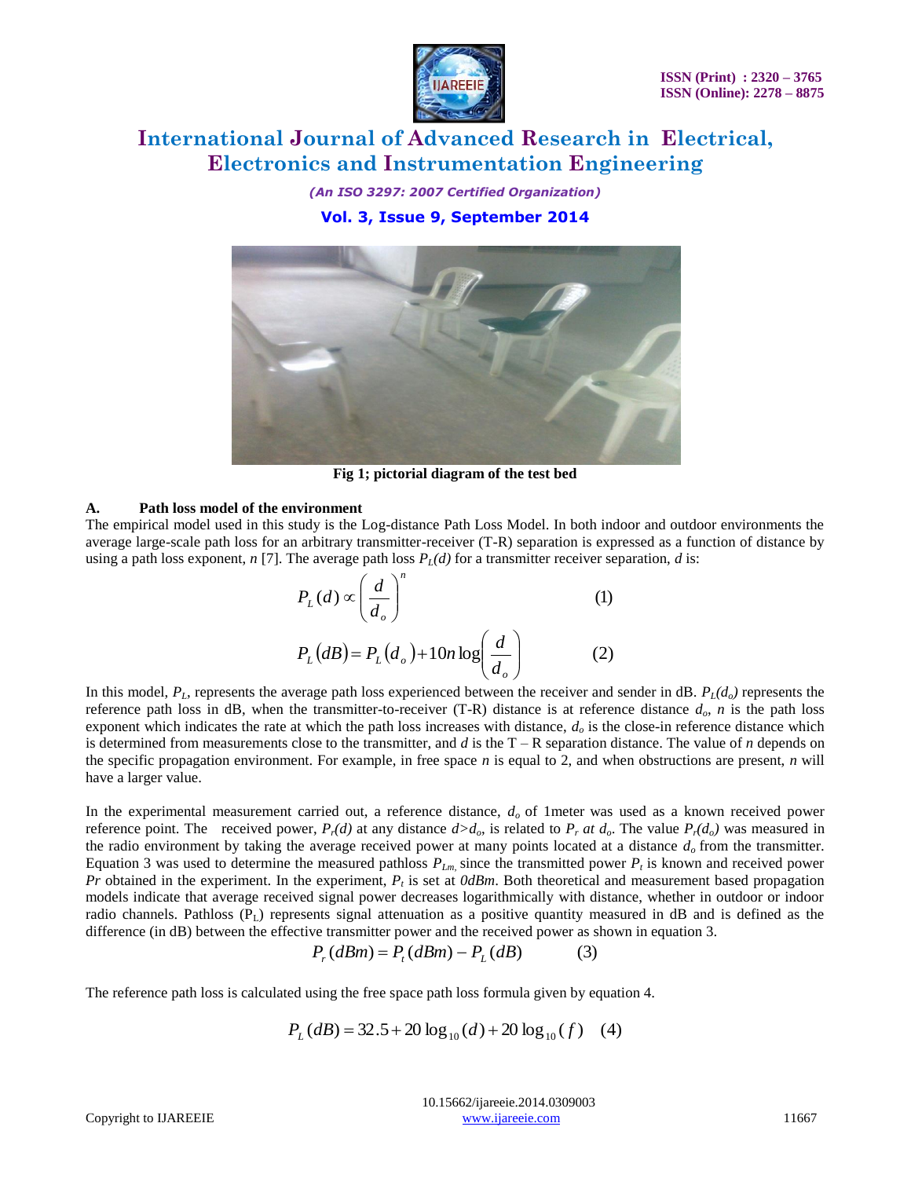Fig 1; pictorial diagram of the test bed

### A. Path loss model of the environment

The empirical model used in this study is the Log-distance Path Loss Model. In both indoor and outdoor environments the average large-scale path loss for an arbitrary transmitter-receiver (T-R) separation is expressed as a function of distance by using a path loss exponent, $n$ [7]. The average path loss $P_L(d)$ for a transmitter receiver separation, $d$ is:

$$P_L(d) \propto \left(\frac{d}{d_o}\right)^n \quad (1)$$

$$P_L(dB) = P_L(d_o) + 10n\log\left(\frac{d}{d_o}\right) \quad (2)$$

In this model, $P_L$, represents the average path loss experienced between the receiver and sender in dB. $P_L(d_o)$ represents the reference path loss in dB, when the transmitter-to-receiver (T-R) distance is at reference distance $d_o$, $n$ is the path loss exponent which indicates the rate at which the path loss increases with distance, $d_o$ is the close-in reference distance which is determined from measurements close to the transmitter, and $d$ is the T – R separation distance. The value of $n$ depends on the specific propagation environment. For example, in free space $n$ is equal to 2, and when obstructions are present, $n$ will have a larger value.

In the experimental measurement carried out, a reference distance, $d_o$ of 1meter was used as a known received power reference point. The received power, $P_r(d)$ at any distance $d > d_o$, is related to $P_r$ *at* $d_o$. The value $P_r(d_o)$ was measured in the radio environment by taking the average received power at many points located at a distance $d_o$ from the transmitter. Equation 3 was used to determine the measured pathloss $P_{Lm}$, since the transmitted power $P_t$ is known and received power $Pr$ obtained in the experiment. In the experiment, $P_t$ is set at *0dBm*. Both theoretical and measurement based propagation models indicate that average received signal power decreases logarithmically with distance, whether in outdoor or indoor radio channels. Pathloss ($P_L$) represents signal attenuation as a positive quantity measured in dB and is defined as the difference (in dB) between the effective transmitter power and the received power as shown in equation 3.

$$P_r(dBm) = P_t(dBm) - P_L(dB) \quad (3)$$

The reference path loss is calculated using the free space path loss formula given by equation 4.

$$P_L(dB) = 32.5 + 20\log_{10}(d) + 20\log_{10}(f) \quad (4)$$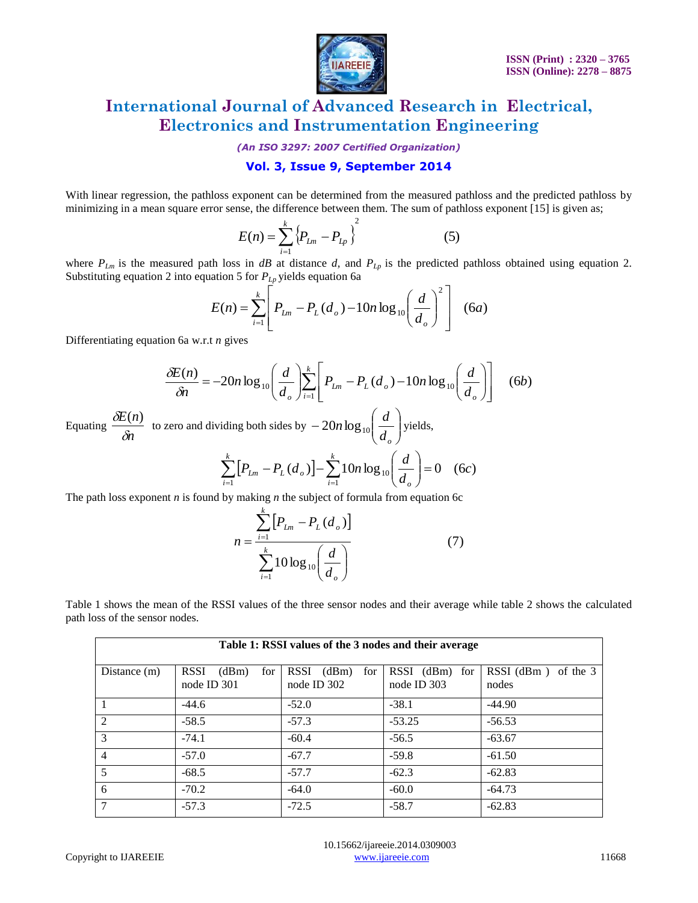With linear regression, the pathloss exponent can be determined from the measured pathloss and the predicted pathloss by minimizing in a mean square error sense, the difference between them. The sum of pathloss exponent [15] is given as;

$$E(n) = \sum_{i=1}^{k} \left\{ P_{Lm} - P_{Lp} \right\}^2 \qquad (5)$$

where $P_{Lm}$ is the measured path loss in $dB$ at distance $d$, and $P_{Lp}$ is the predicted pathloss obtained using equation 2. Substituting equation 2 into equation 5 for $P_{Lp}$ yields equation 6a

$$E(n) = \sum_{i=1}^{k} \left[ P_{Lm} - P_L(d_o) - 10n\log_{10}\left(\frac{d}{d_o}\right)^2 \right] \qquad (6a)$$

Differentiating equation 6a w.r.t $n$ gives

$$\frac{\delta E(n)}{\delta n} = -20n\log_{10}\left(\frac{d}{d_o}\right)\sum_{i=1}^{k}\left[ P_{Lm} - P_L(d_o) - 10n\log_{10}\left(\frac{d}{d_o}\right)\right] \qquad (6b)$$

Equating $\frac{\delta E(n)}{\delta n}$ to zero and dividing both sides by $-20n\log_{10}\left(\frac{d}{d_o}\right)$ yields,

$$\sum_{i=1}^{k}\left[P_{Lm} - P_L(d_o)\right] - \sum_{i=1}^{k} 10n\log_{10}\left(\frac{d}{d_o}\right) = 0 \qquad (6c)$$

The path loss exponent $n$ is found by making $n$ the subject of formula from equation 6c

$$n = \frac{\sum_{i=1}^{k}\left[P_{Lm} - P_L(d_o)\right]}{\sum_{i=1}^{k} 10\log_{10}\left(\frac{d}{d_o}\right)} \qquad (7)$$

Table 1 shows the mean of the RSSI values of the three sensor nodes and their average while table 2 shows the calculated path loss of the sensor nodes.

**Table 1: RSSI values of the 3 nodes and their average**

| Distance (m) | RSSI (dBm) for node ID 301 | RSSI (dBm) for node ID 302 | RSSI (dBm) for node ID 303 | RSSI (dBm ) of the 3 nodes |
|---|---|---|---|---|
| 1 | -44.6 | -52.0 | -38.1 | -44.90 |
| 2 | -58.5 | -57.3 | -53.25 | -56.53 |
| 3 | -74.1 | -60.4 | -56.5 | -63.67 |
| 4 | -57.0 | -67.7 | -59.8 | -61.50 |
| 5 | -68.5 | -57.7 | -62.3 | -62.83 |
| 6 | -70.2 | -64.0 | -60.0 | -64.73 |
| 7 | -57.3 | -72.5 | -58.7 | -62.83 |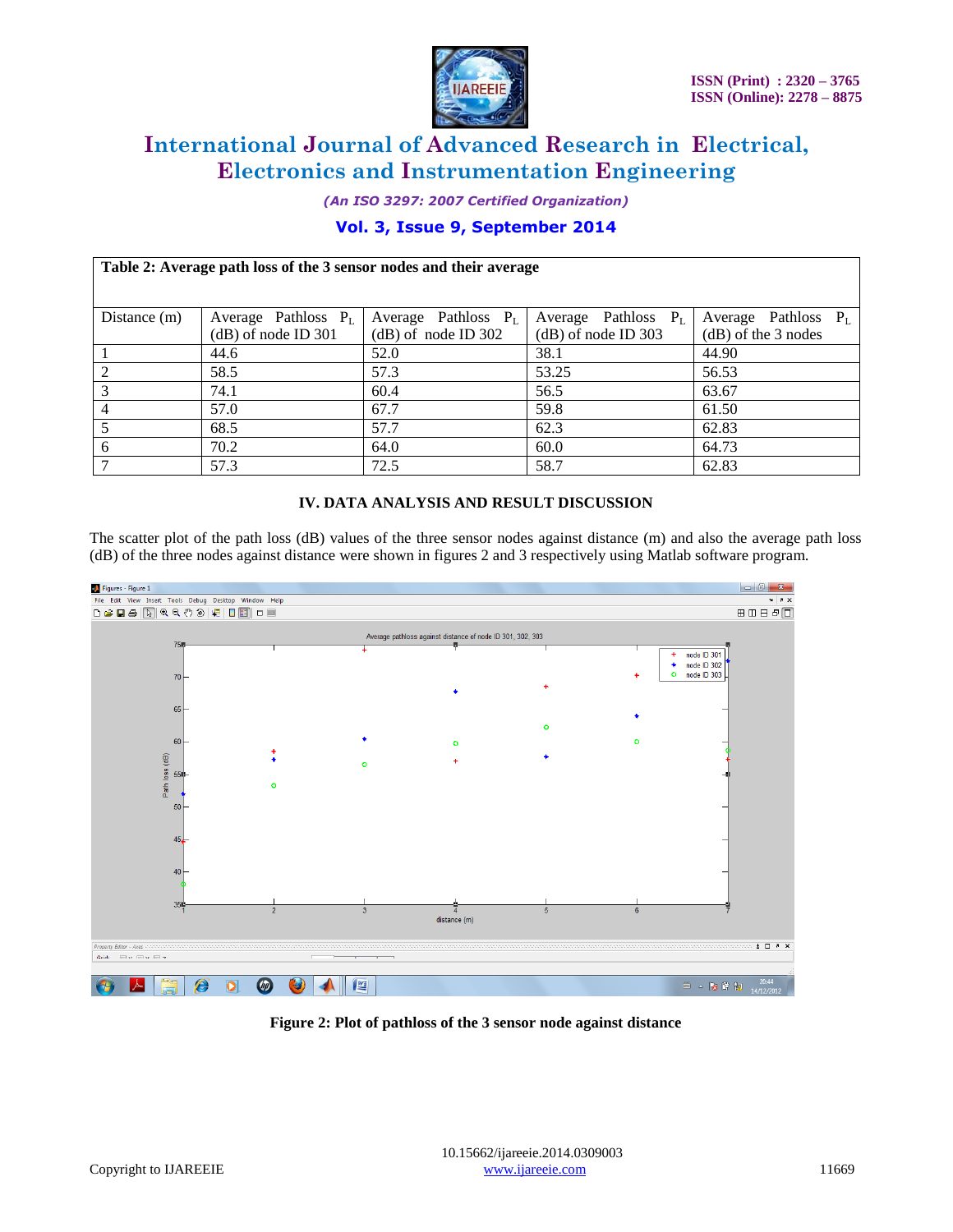| Table 2: Average path loss of the 3 sensor nodes and their average | | | | |
|---|---|---|---|---|
| Distance (m) | Average Pathloss $P_L$ (dB) of node ID 301 | Average Pathloss $P_L$ (dB) of node ID 302 | Average Pathloss $P_L$ (dB) of node ID 303 | Average Pathloss $P_L$ (dB) of the 3 nodes |
| 1 | 44.6 | 52.0 | 38.1 | 44.90 |
| 2 | 58.5 | 57.3 | 53.25 | 56.53 |
| 3 | 74.1 | 60.4 | 56.5 | 63.67 |
| 4 | 57.0 | 67.7 | 59.8 | 61.50 |
| 5 | 68.5 | 57.7 | 62.3 | 62.83 |
| 6 | 70.2 | 64.0 | 60.0 | 64.73 |
| 7 | 57.3 | 72.5 | 58.7 | 62.83 |

## IV. DATA ANALYSIS AND RESULT DISCUSSION

The scatter plot of the path loss (dB) values of the three sensor nodes against distance (m) and also the average path loss (dB) of the three nodes against distance were shown in figures 2 and 3 respectively using Matlab software program.

**Figure 2: Plot of pathloss of the 3 sensor node against distance**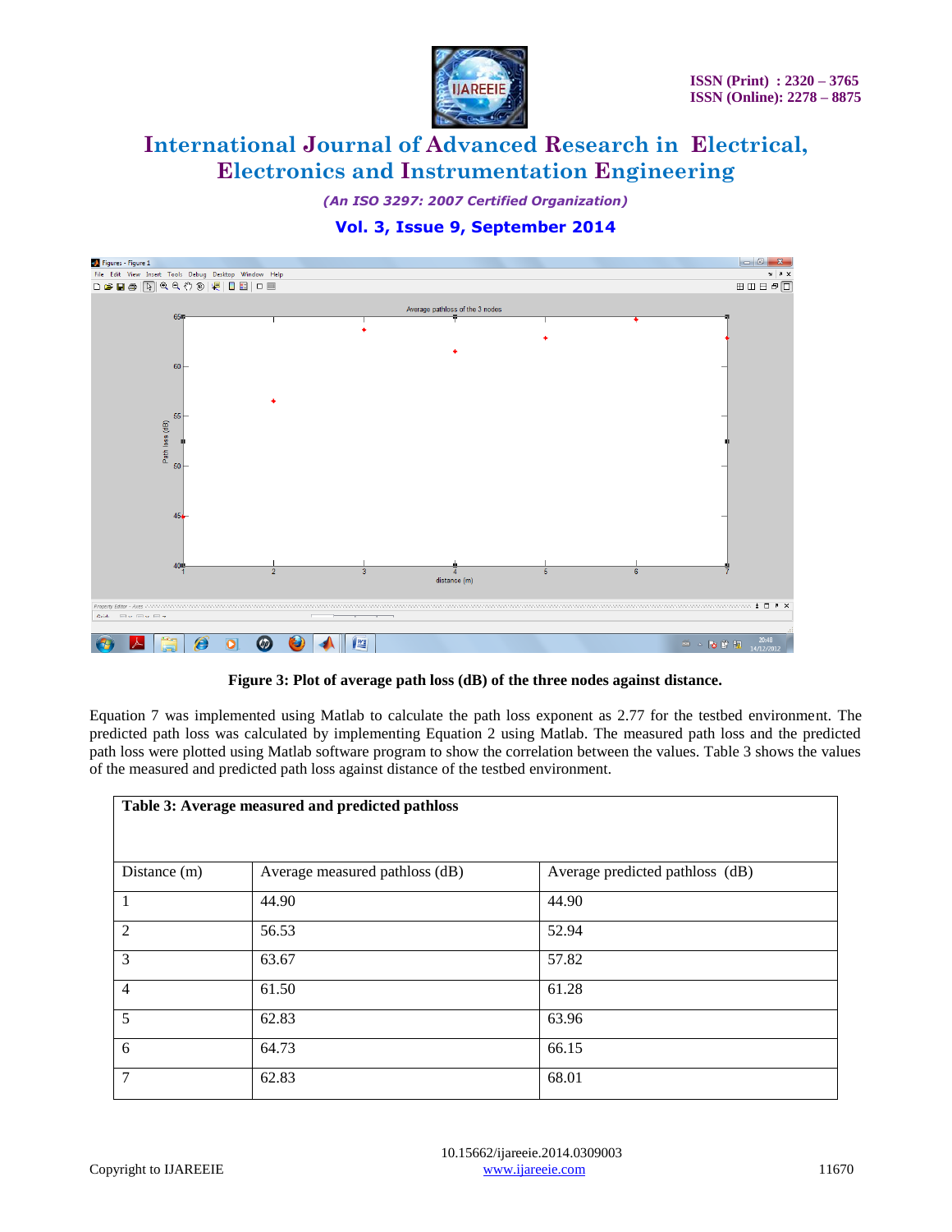Figure 3: Plot of average path loss (dB) of the three nodes against distance.

Equation 7 was implemented using Matlab to calculate the path loss exponent as 2.77 for the testbed environment. The predicted path loss was calculated by implementing Equation 2 using Matlab. The measured path loss and the predicted path loss were plotted using Matlab software program to show the correlation between the values. Table 3 shows the values of the measured and predicted path loss against distance of the testbed environment.

**Table 3: Average measured and predicted pathloss**

| Distance (m) | Average measured pathloss (dB) | Average predicted pathloss (dB) |
|---|---|---|
| 1 | 44.90 | 44.90 |
| 2 | 56.53 | 52.94 |
| 3 | 63.67 | 57.82 |
| 4 | 61.50 | 61.28 |
| 5 | 62.83 | 63.96 |
| 6 | 64.73 | 66.15 |
| 7 | 62.83 | 68.01 |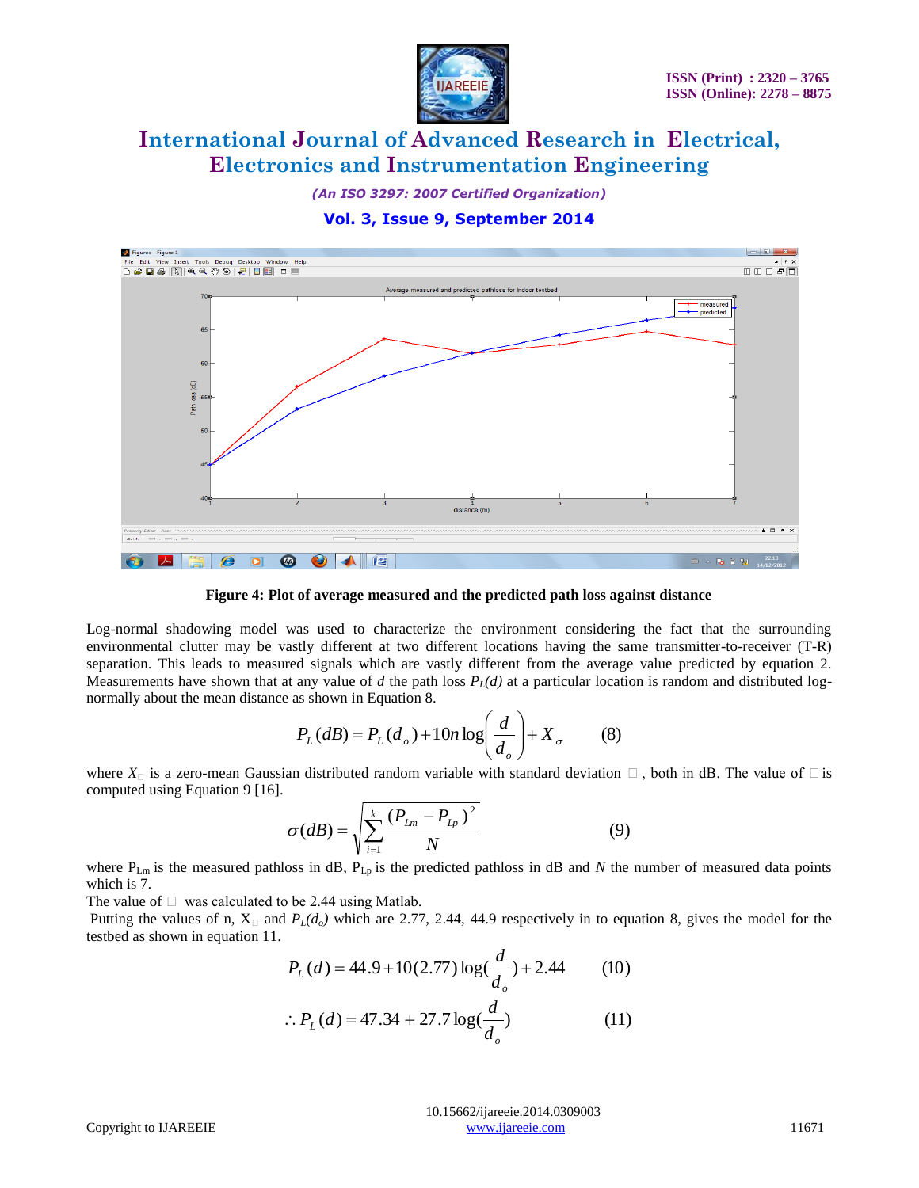Figure 4: Plot of average measured and the predicted path loss against distance

Log-normal shadowing model was used to characterize the environment considering the fact that the surrounding environmental clutter may be vastly different at two different locations having the same transmitter-to-receiver (T-R) separation. This leads to measured signals which are vastly different from the average value predicted by equation 2. Measurements have shown that at any value of $d$ the path loss $P_L(d)$ at a particular location is random and distributed log-normally about the mean distance as shown in Equation 8.

$$P_L(dB) = P_L(d_o) + 10n\log\left(\frac{d}{d_o}\right) + X_\sigma \qquad (8)$$

where $X_\sigma$ is a zero-mean Gaussian distributed random variable with standard deviation $\sigma$, both in dB. The value of $\sigma$ is computed using Equation 9 [16].

$$\sigma(dB) = \sqrt{\sum_{i=1}^{k} \frac{(P_{Lm} - P_{Lp})^2}{N}} \qquad (9)$$

where $P_{Lm}$ is the measured pathloss in dB, $P_{Lp}$ is the predicted pathloss in dB and $N$ the number of measured data points which is 7.

The value of $\sigma$ was calculated to be 2.44 using Matlab.

Putting the values of n, $X_\sigma$ and $P_L(d_o)$ which are 2.77, 2.44, 44.9 respectively in to equation 8, gives the model for the testbed as shown in equation 11.

$$P_L(d) = 44.9 + 10(2.77)\log(\frac{d}{d_o}) + 2.44 \qquad (10)$$

$$\therefore P_L(d) = 47.34 + 27.7\log(\frac{d}{d_o}) \qquad (11)$$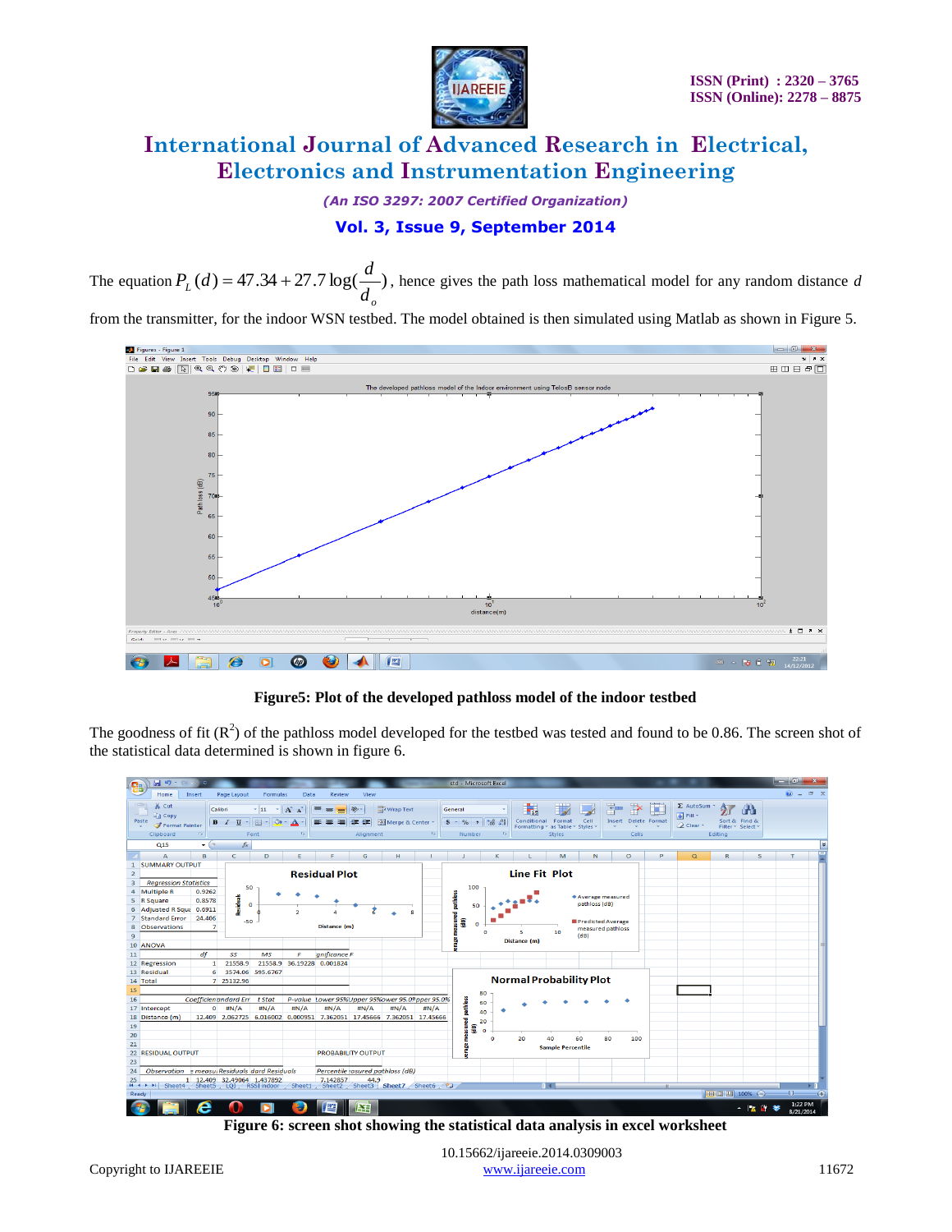The equation $P_L(d) = 47.34 + 27.7\log(\frac{d}{d_o})$, hence gives the path loss mathematical model for any random distance $d$ from the transmitter, for the indoor WSN testbed. The model obtained is then simulated using Matlab as shown in Figure 5.

**Figure5: Plot of the developed pathloss model of the indoor testbed**

The goodness of fit ($R^2$) of the pathloss model developed for the testbed was tested and found to be 0.86. The screen shot of the statistical data determined is shown in figure 6.

**Figure 6: screen shot showing the statistical data analysis in excel worksheet**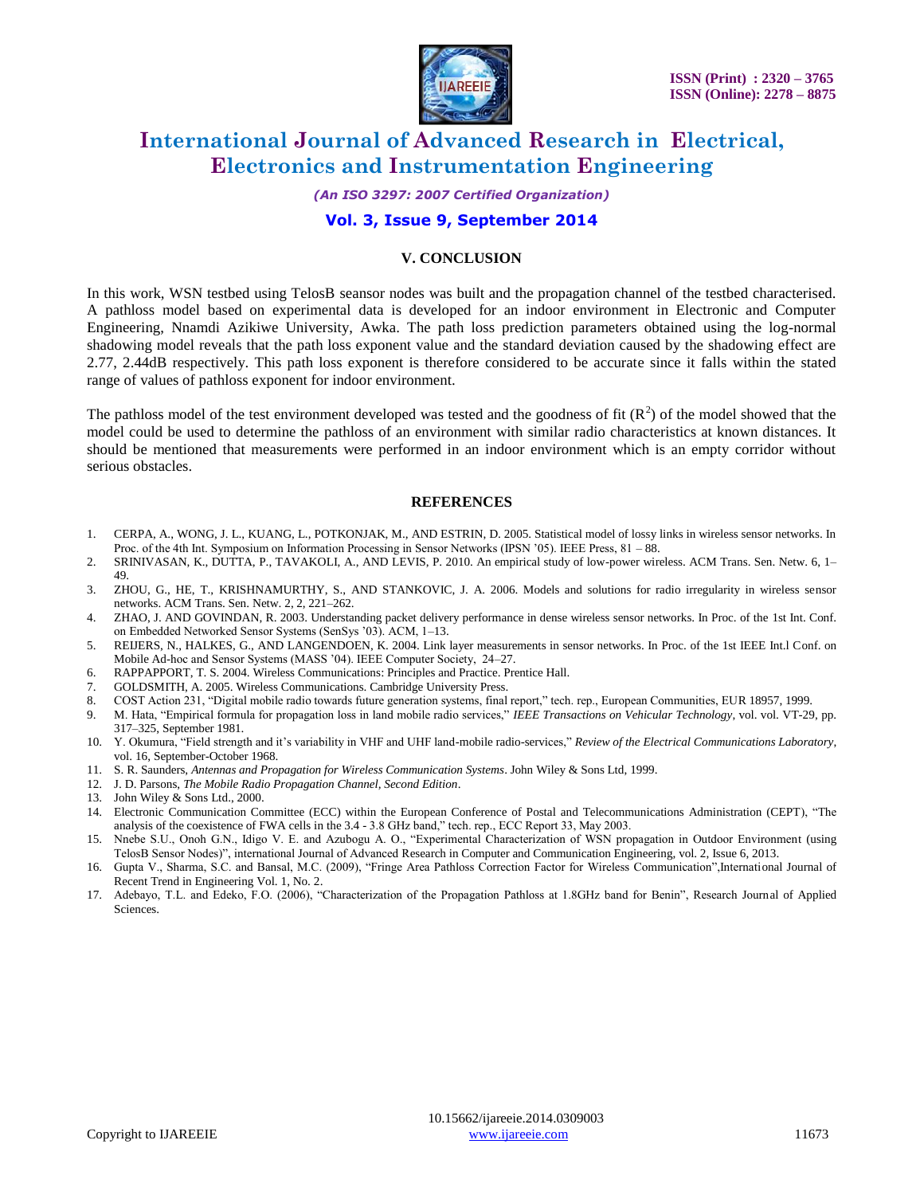## V. CONCLUSION

In this work, WSN testbed using TelosB seansor nodes was built and the propagation channel of the testbed characterised. A pathloss model based on experimental data is developed for an indoor environment in Electronic and Computer Engineering, Nnamdi Azikiwe University, Awka. The path loss prediction parameters obtained using the log-normal shadowing model reveals that the path loss exponent value and the standard deviation caused by the shadowing effect are 2.77, 2.44dB respectively. This path loss exponent is therefore considered to be accurate since it falls within the stated range of values of pathloss exponent for indoor environment.

The pathloss model of the test environment developed was tested and the goodness of fit ($R^2$) of the model showed that the model could be used to determine the pathloss of an environment with similar radio characteristics at known distances. It should be mentioned that measurements were performed in an indoor environment which is an empty corridor without serious obstacles.

## REFERENCES

1. CERPA, A., WONG, J. L., KUANG, L., POTKONJAK, M., AND ESTRIN, D. 2005. Statistical model of lossy links in wireless sensor networks. In Proc. of the 4th Int. Symposium on Information Processing in Sensor Networks (IPSN '05). IEEE Press, 81 – 88.
2. SRINIVASAN, K., DUTTA, P., TAVAKOLI, A., AND LEVIS, P. 2010. An empirical study of low-power wireless. ACM Trans. Sen. Netw. 6, 1–49.
3. ZHOU, G., HE, T., KRISHNAMURTHY, S., AND STANKOVIC, J. A. 2006. Models and solutions for radio irregularity in wireless sensor networks. ACM Trans. Sen. Netw. 2, 2, 221–262.
4. ZHAO, J. AND GOVINDAN, R. 2003. Understanding packet delivery performance in dense wireless sensor networks. In Proc. of the 1st Int. Conf. on Embedded Networked Sensor Systems (SenSys '03). ACM, 1–13.
5. REIJERS, N., HALKES, G., AND LANGENDOEN, K. 2004. Link layer measurements in sensor networks. In Proc. of the 1st IEEE Int.l Conf. on Mobile Ad-hoc and Sensor Systems (MASS '04). IEEE Computer Society, 24–27.
6. RAPPAPPORT, T. S. 2004. Wireless Communications: Principles and Practice. Prentice Hall.
7. GOLDSMITH, A. 2005. Wireless Communications. Cambridge University Press.
8. COST Action 231, "Digital mobile radio towards future generation systems, final report," tech. rep., European Communities, EUR 18957, 1999.
9. M. Hata, "Empirical formula for propagation loss in land mobile radio services," *IEEE Transactions on Vehicular Technology*, vol. vol. VT-29, pp. 317–325, September 1981.
10. Y. Okumura, "Field strength and it's variability in VHF and UHF land-mobile radio-services," *Review of the Electrical Communications Laboratory*, vol. 16, September-October 1968.
11. S. R. Saunders, *Antennas and Propagation for Wireless Communication Systems*. John Wiley & Sons Ltd, 1999.
12. J. D. Parsons, *The Mobile Radio Propagation Channel, Second Edition*.
13. John Wiley & Sons Ltd., 2000.
14. Electronic Communication Committee (ECC) within the European Conference of Postal and Telecommunications Administration (CEPT), "The analysis of the coexistence of FWA cells in the 3.4 - 3.8 GHz band," tech. rep., ECC Report 33, May 2003.
15. Nnebe S.U., Onoh G.N., Idigo V. E. and Azubogu A. O., "Experimental Characterization of WSN propagation in Outdoor Environment (using TelosB Sensor Nodes)", international Journal of Advanced Research in Computer and Communication Engineering, vol. 2, Issue 6, 2013.
16. Gupta V., Sharma, S.C. and Bansal, M.C. (2009), "Fringe Area Pathloss Correction Factor for Wireless Communication",International Journal of Recent Trend in Engineering Vol. 1, No. 2.
17. Adebayo, T.L. and Edeko, F.O. (2006), "Characterization of the Propagation Pathloss at 1.8GHz band for Benin", Research Journal of Applied Sciences.